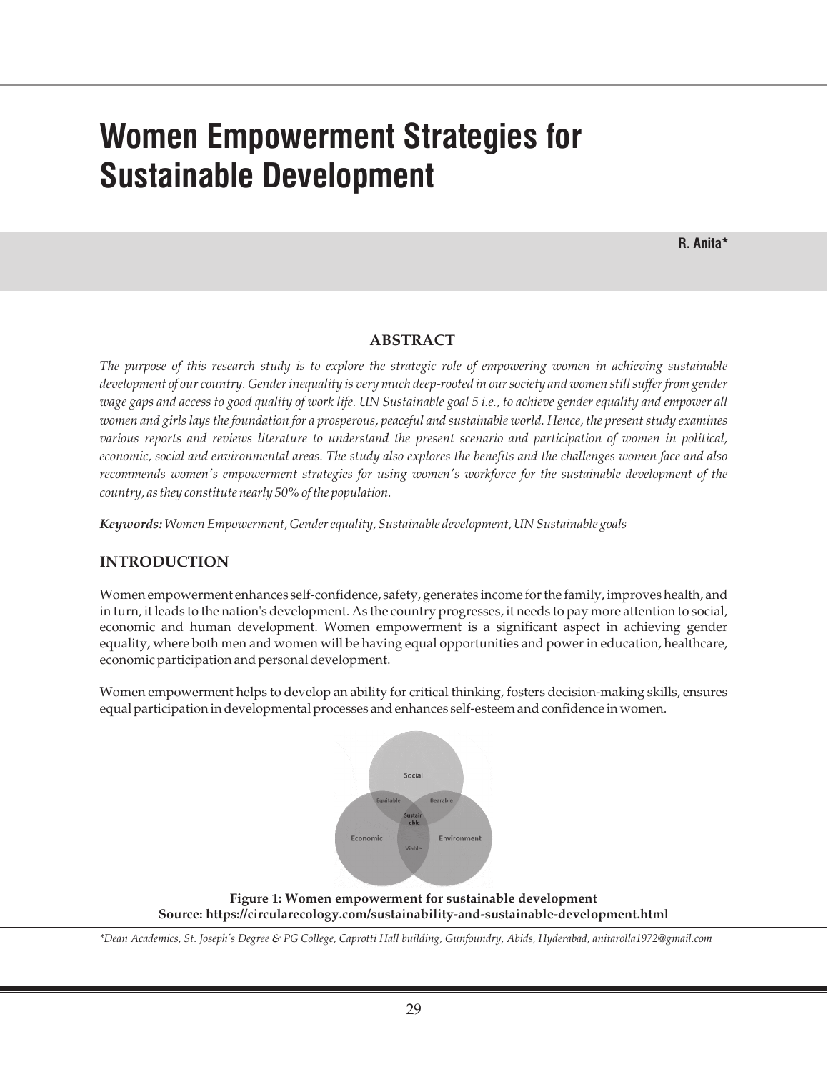# Women Empowerment Strategies for Sustainable Development

**R. Anita***

## ABSTRACT

*The purpose of this research study is to explore the strategic role of empowering women in achieving sustainable development of our country. Gender inequality is very much deep-rooted in our society and women still suffer from gender wage gaps and access to good quality of work life. UN Sustainable goal 5 i.e., to achieve gender equality and empower all women and girls lays the foundation for a prosperous, peaceful and sustainable world. Hence, the present study examines various reports and reviews literature to understand the present scenario and participation of women in political, economic, social and environmental areas. The study also explores the benefits and the challenges women face and also recommends women's empowerment strategies for using women's workforce for the sustainable development of the country, as they constitute nearly 50% of the population.*

***Keywords:*** *Women Empowerment, Gender equality, Sustainable development, UN Sustainable goals*

## INTRODUCTION

Women empowerment enhances self-confidence, safety, generates income for the family, improves health, and in turn, it leads to the nation's development. As the country progresses, it needs to pay more attention to social, economic and human development. Women empowerment is a significant aspect in achieving gender equality, where both men and women will be having equal opportunities and power in education, healthcare, economic participation and personal development.

Women empowerment helps to develop an ability for critical thinking, fosters decision-making skills, ensures equal participation in developmental processes and enhances self-esteem and confidence in women.

**Figure 1: Women empowerment for sustainable development**
**Source: https://circularecology.com/sustainability-and-sustainable-development.html**

*\*Dean Academics, St. Joseph's Degree & PG College, Caprotti Hall building, Gunfoundry, Abids, Hyderabad, anitarolla1972@gmail.com*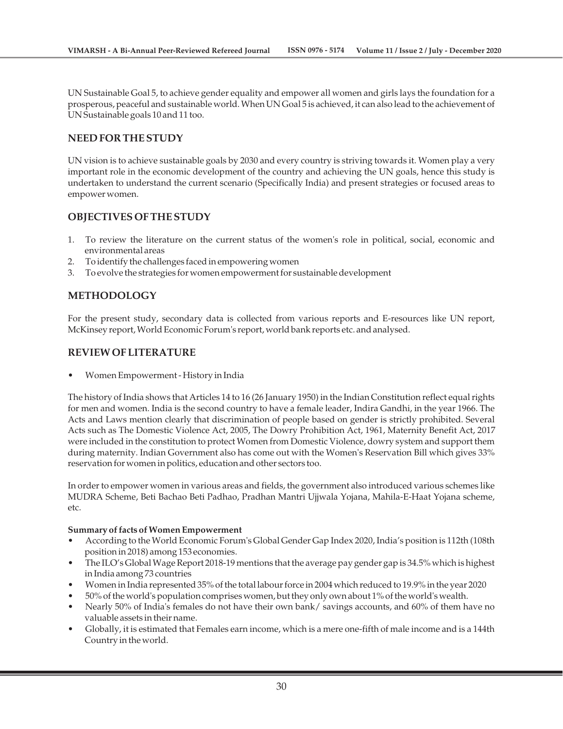UN Sustainable Goal 5, to achieve gender equality and empower all women and girls lays the foundation for a prosperous, peaceful and sustainable world. When UN Goal 5 is achieved, it can also lead to the achievement of UN Sustainable goals 10 and 11 too.

## NEED FOR THE STUDY

UN vision is to achieve sustainable goals by 2030 and every country is striving towards it. Women play a very important role in the economic development of the country and achieving the UN goals, hence this study is undertaken to understand the current scenario (Specifically India) and present strategies or focused areas to empower women.

## OBJECTIVES OF THE STUDY

1. To review the literature on the current status of the women's role in political, social, economic and environmental areas
2. To identify the challenges faced in empowering women
3. To evolve the strategies for women empowerment for sustainable development

## METHODOLOGY

For the present study, secondary data is collected from various reports and E-resources like UN report, McKinsey report, World Economic Forum's report, world bank reports etc. and analysed.

## REVIEW OF LITERATURE

- Women Empowerment - History in India

The history of India shows that Articles 14 to 16 (26 January 1950) in the Indian Constitution reflect equal rights for men and women. India is the second country to have a female leader, Indira Gandhi, in the year 1966. The Acts and Laws mention clearly that discrimination of people based on gender is strictly prohibited. Several Acts such as The Domestic Violence Act, 2005, The Dowry Prohibition Act, 1961, Maternity Benefit Act, 2017 were included in the constitution to protect Women from Domestic Violence, dowry system and support them during maternity. Indian Government also has come out with the Women's Reservation Bill which gives 33% reservation for women in politics, education and other sectors too.

In order to empower women in various areas and fields, the government also introduced various schemes like MUDRA Scheme, Beti Bachao Beti Padhao, Pradhan Mantri Ujjwala Yojana, Mahila-E-Haat Yojana scheme, etc.

**Summary of facts of Women Empowerment**

- According to the World Economic Forum's Global Gender Gap Index 2020, India's position is 112th (108th position in 2018) among 153 economies.
- The ILO's Global Wage Report 2018-19 mentions that the average pay gender gap is 34.5% which is highest in India among 73 countries
- Women in India represented 35% of the total labour force in 2004 which reduced to 19.9% in the year 2020
- 50% of the world's population comprises women, but they only own about 1% of the world's wealth.
- Nearly 50% of India's females do not have their own bank/ savings accounts, and 60% of them have no valuable assets in their name.
- Globally, it is estimated that Females earn income, which is a mere one-fifth of male income and is a 144th Country in the world.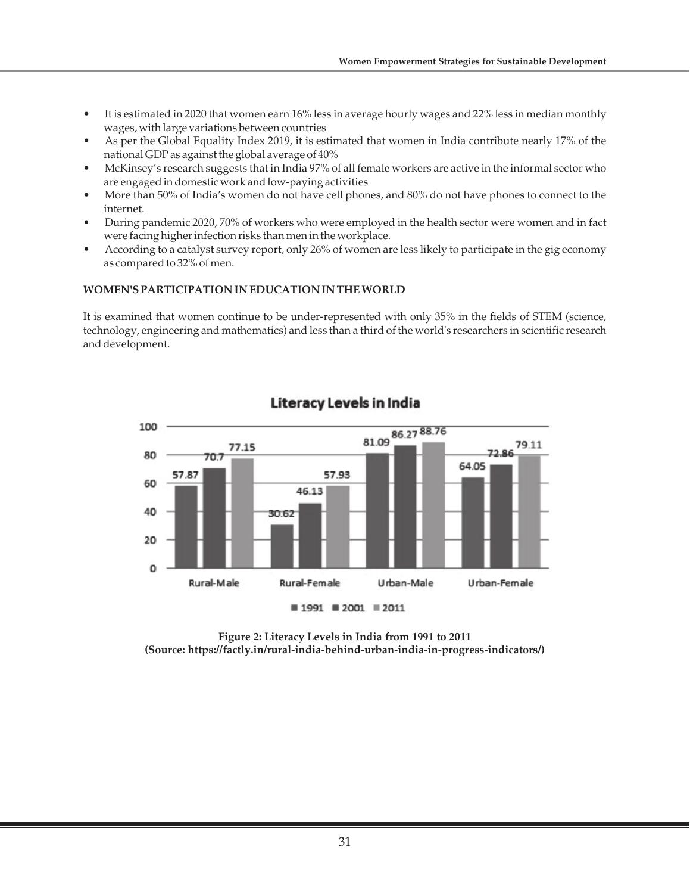- It is estimated in 2020 that women earn 16% less in average hourly wages and 22% less in median monthly wages, with large variations between countries
- As per the Global Equality Index 2019, it is estimated that women in India contribute nearly 17% of the national GDP as against the global average of 40%
- McKinsey's research suggests that in India 97% of all female workers are active in the informal sector who are engaged in domestic work and low-paying activities
- More than 50% of India's women do not have cell phones, and 80% do not have phones to connect to the internet.
- During pandemic 2020, 70% of workers who were employed in the health sector were women and in fact were facing higher infection risks than men in the workplace.
- According to a catalyst survey report, only 26% of women are less likely to participate in the gig economy as compared to 32% of men.

**WOMEN'S PARTICIPATION IN EDUCATION IN THE WORLD**

It is examined that women continue to be under-represented with only 35% in the fields of STEM (science, technology, engineering and mathematics) and less than a third of the world's researchers in scientific research and development.

**Literacy Levels in India**

| | 1991 | 2001 | 2011 |
|---|---|---|---|
| Rural-Male | 57.87 | 70.7 | 77.15 |
| Rural-Female | 30.62 | 46.13 | 57.93 |
| Urban-Male | 81.09 | 86.27 | 88.76 |
| Urban-Female | 64.05 | 72.86 | 79.11 |

**Figure 2: Literacy Levels in India from 1991 to 2011**
**(Source: https://factly.in/rural-india-behind-urban-india-in-progress-indicators/)**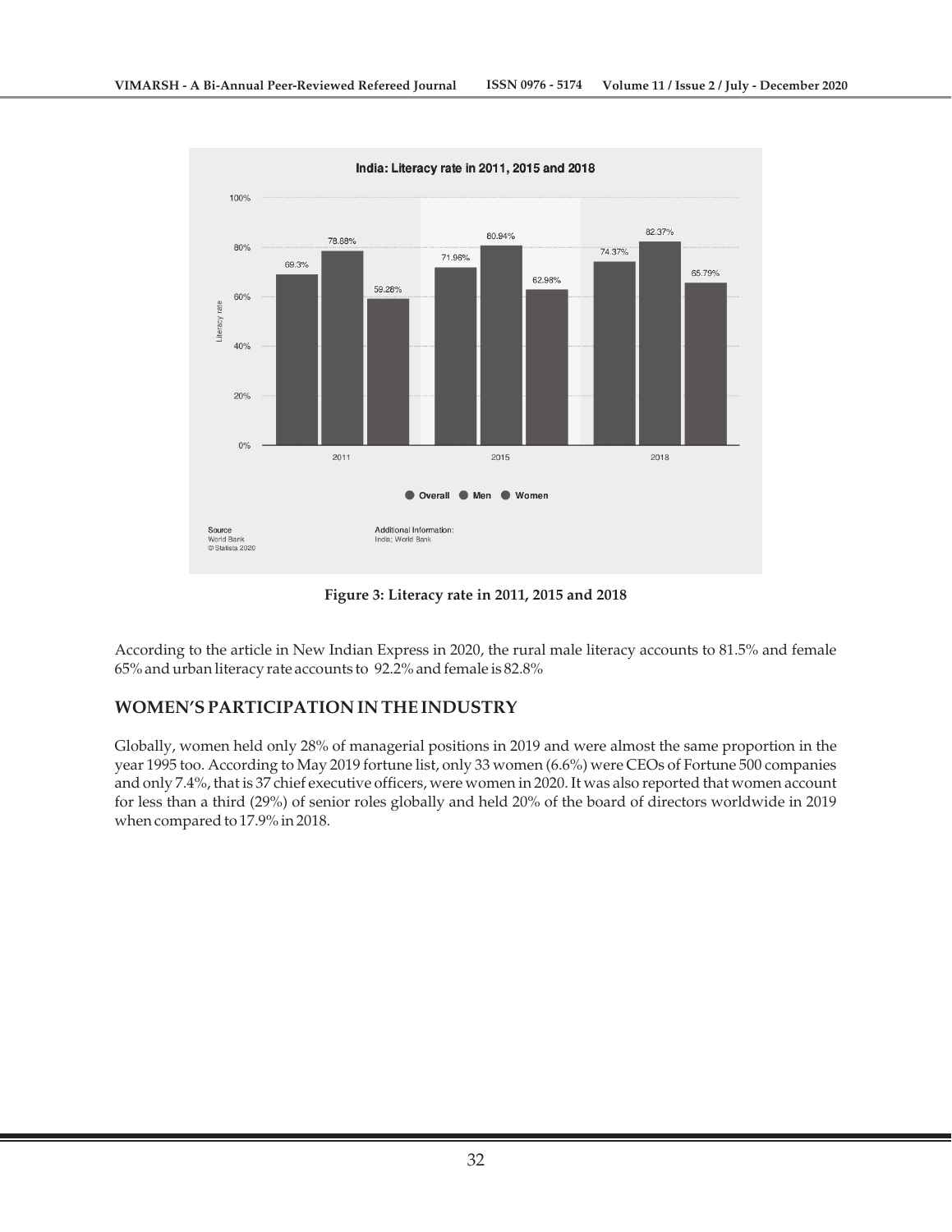Figure 3: Literacy rate in 2011, 2015 and 2018

According to the article in New Indian Express in 2020, the rural male literacy accounts to 81.5% and female 65% and urban literacy rate accounts to 92.2% and female is 82.8%

## WOMEN'S PARTICIPATION IN THE INDUSTRY

Globally, women held only 28% of managerial positions in 2019 and were almost the same proportion in the year 1995 too. According to May 2019 fortune list, only 33 women (6.6%) were CEOs of Fortune 500 companies and only 7.4%, that is 37 chief executive officers, were women in 2020. It was also reported that women account for less than a third (29%) of senior roles globally and held 20% of the board of directors worldwide in 2019 when compared to 17.9% in 2018.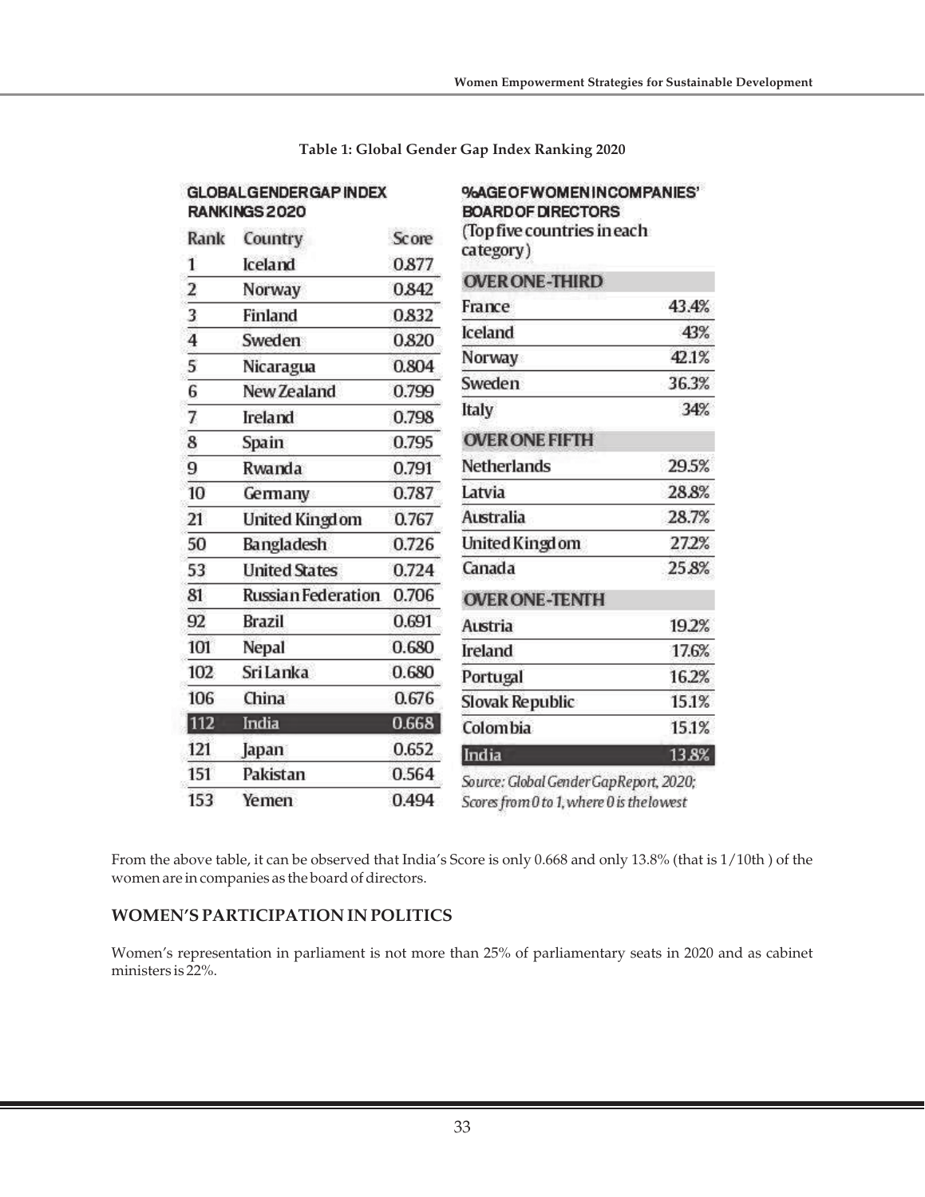**Table 1: Global Gender Gap Index Ranking 2020**

**GLOBAL GENDER GAP INDEX RANKINGS 2020**

| Rank | Country | Score |
|---|---|---|
| 1 | Iceland | 0.877 |
| 2 | Norway | 0.842 |
| 3 | Finland | 0.832 |
| 4 | Sweden | 0.820 |
| 5 | Nicaragua | 0.804 |
| 6 | New Zealand | 0.799 |
| 7 | Ireland | 0.798 |
| 8 | Spain | 0.795 |
| 9 | Rwanda | 0.791 |
| 10 | Germany | 0.787 |
| 21 | United Kingdom | 0.767 |
| 50 | Bangladesh | 0.726 |
| 53 | United States | 0.724 |
| 81 | Russian Federation | 0.706 |
| 92 | Brazil | 0.691 |
| 101 | Nepal | 0.680 |
| 102 | Sri Lanka | 0.680 |
| 106 | China | 0.676 |
| 112 | India | 0.668 |
| 121 | Japan | 0.652 |
| 151 | Pakistan | 0.564 |
| 153 | Yemen | 0.494 |

**%AGE OF WOMEN IN COMPANIES' BOARD OF DIRECTORS**
(Top five countries in each category)

| Country | % |
|---|---|
| **OVER ONE-THIRD** | |
| France | 43.4% |
| Iceland | 43% |
| Norway | 42.1% |
| Sweden | 36.3% |
| Italy | 34% |
| **OVER ONE FIFTH** | |
| Netherlands | 29.5% |
| Latvia | 28.8% |
| Australia | 28.7% |
| United Kingdom | 27.2% |
| Canada | 25.8% |
| **OVER ONE-TENTH** | |
| Austria | 19.2% |
| Ireland | 17.6% |
| Portugal | 16.2% |
| Slovak Republic | 15.1% |
| Colombia | 15.1% |
| India | 13.8% |

*Source: Global Gender Gap Report, 2020; Scores from 0 to 1, where 0 is the lowest*

From the above table, it can be observed that India's Score is only 0.668 and only 13.8% (that is 1/10th ) of the women are in companies as the board of directors.

## WOMEN'S PARTICIPATION IN POLITICS

Women's representation in parliament is not more than 25% of parliamentary seats in 2020 and as cabinet ministers is 22%.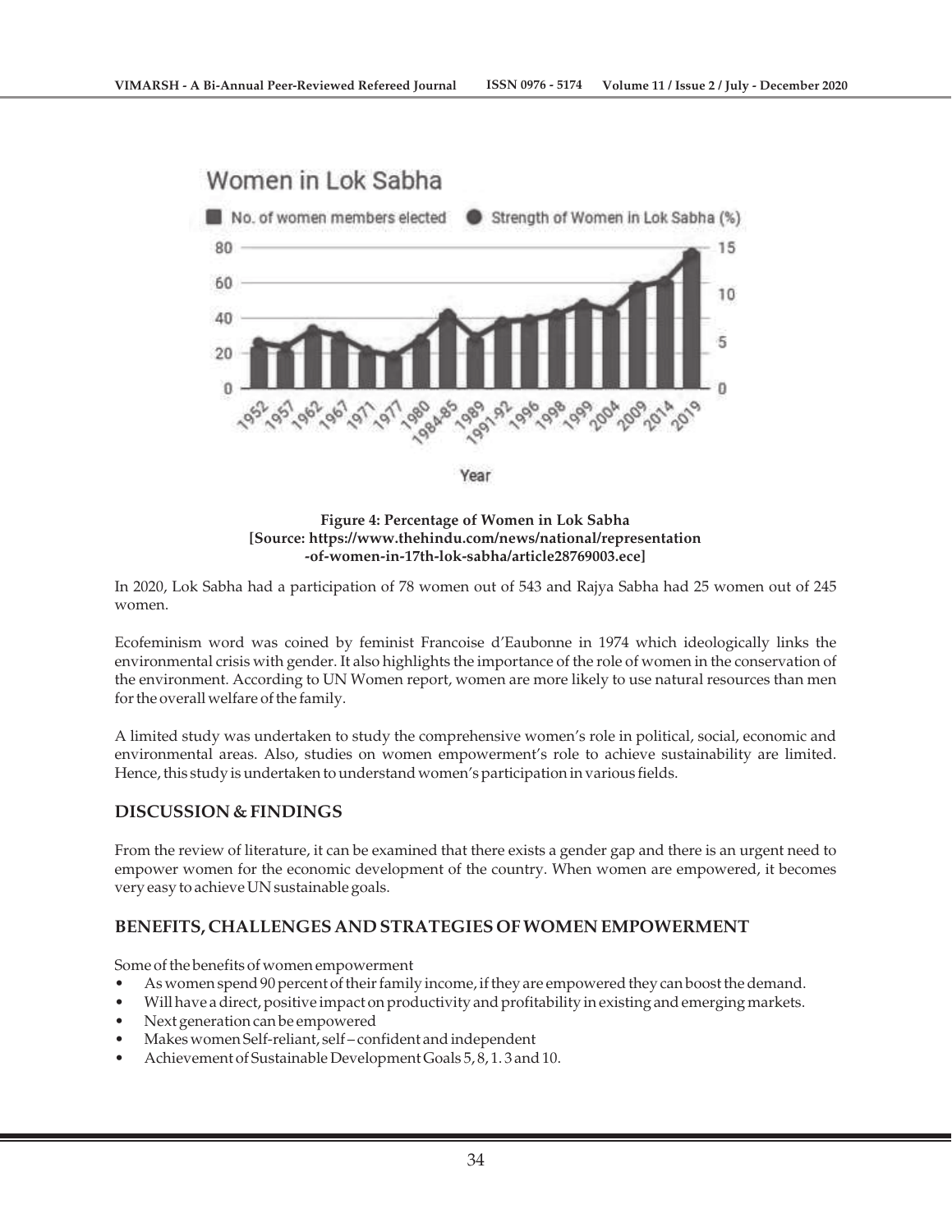Figure 4: Percentage of Women in Lok Sabha
[Source: https://www.thehindu.com/news/national/representation-of-women-in-17th-lok-sabha/article28769003.ece]

In 2020, Lok Sabha had a participation of 78 women out of 543 and Rajya Sabha had 25 women out of 245 women.

Ecofeminism word was coined by feminist Francoise d'Eaubonne in 1974 which ideologically links the environmental crisis with gender. It also highlights the importance of the role of women in the conservation of the environment. According to UN Women report, women are more likely to use natural resources than men for the overall welfare of the family.

A limited study was undertaken to study the comprehensive women's role in political, social, economic and environmental areas. Also, studies on women empowerment's role to achieve sustainability are limited. Hence, this study is undertaken to understand women's participation in various fields.

## DISCUSSION & FINDINGS

From the review of literature, it can be examined that there exists a gender gap and there is an urgent need to empower women for the economic development of the country. When women are empowered, it becomes very easy to achieve UN sustainable goals.

## BENEFITS, CHALLENGES AND STRATEGIES OF WOMEN EMPOWERMENT

Some of the benefits of women empowerment

- As women spend 90 percent of their family income, if they are empowered they can boost the demand.
- Will have a direct, positive impact on productivity and profitability in existing and emerging markets.
- Next generation can be empowered
- Makes women Self-reliant, self – confident and independent
- Achievement of Sustainable Development Goals 5, 8, 1. 3 and 10.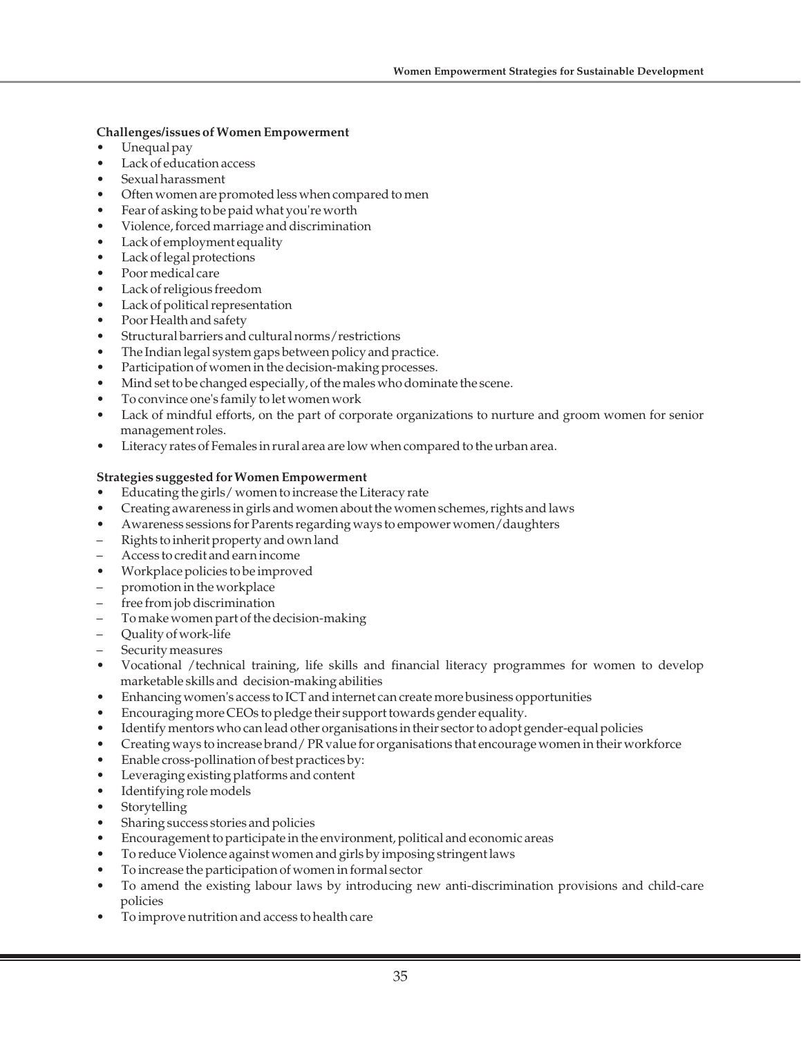**Challenges/issues of Women Empowerment**

- Unequal pay
- Lack of education access
- Sexual harassment
- Often women are promoted less when compared to men
- Fear of asking to be paid what you're worth
- Violence, forced marriage and discrimination
- Lack of employment equality
- Lack of legal protections
- Poor medical care
- Lack of religious freedom
- Lack of political representation
- Poor Health and safety
- Structural barriers and cultural norms/restrictions
- The Indian legal system gaps between policy and practice.
- Participation of women in the decision-making processes.
- Mind set to be changed especially, of the males who dominate the scene.
- To convince one's family to let women work
- Lack of mindful efforts, on the part of corporate organizations to nurture and groom women for senior management roles.
- Literacy rates of Females in rural area are low when compared to the urban area.

**Strategies suggested for Women Empowerment**

- Educating the girls/ women to increase the Literacy rate
- Creating awareness in girls and women about the women schemes, rights and laws
- Awareness sessions for Parents regarding ways to empower women/daughters
  - Rights to inherit property and own land
  - Access to credit and earn income
- Workplace policies to be improved
  - promotion in the workplace
  - free from job discrimination
  - To make women part of the decision-making
  - Quality of work-life
  - Security measures
- Vocational /technical training, life skills and financial literacy programmes for women to develop marketable skills and decision-making abilities
- Enhancing women's access to ICT and internet can create more business opportunities
- Encouraging more CEOs to pledge their support towards gender equality.
- Identify mentors who can lead other organisations in their sector to adopt gender-equal policies
- Creating ways to increase brand / PR value for organisations that encourage women in their workforce
- Enable cross-pollination of best practices by:
- Leveraging existing platforms and content
- Identifying role models
- Storytelling
- Sharing success stories and policies
- Encouragement to participate in the environment, political and economic areas
- To reduce Violence against women and girls by imposing stringent laws
- To increase the participation of women in formal sector
- To amend the existing labour laws by introducing new anti-discrimination provisions and child-care policies
- To improve nutrition and access to health care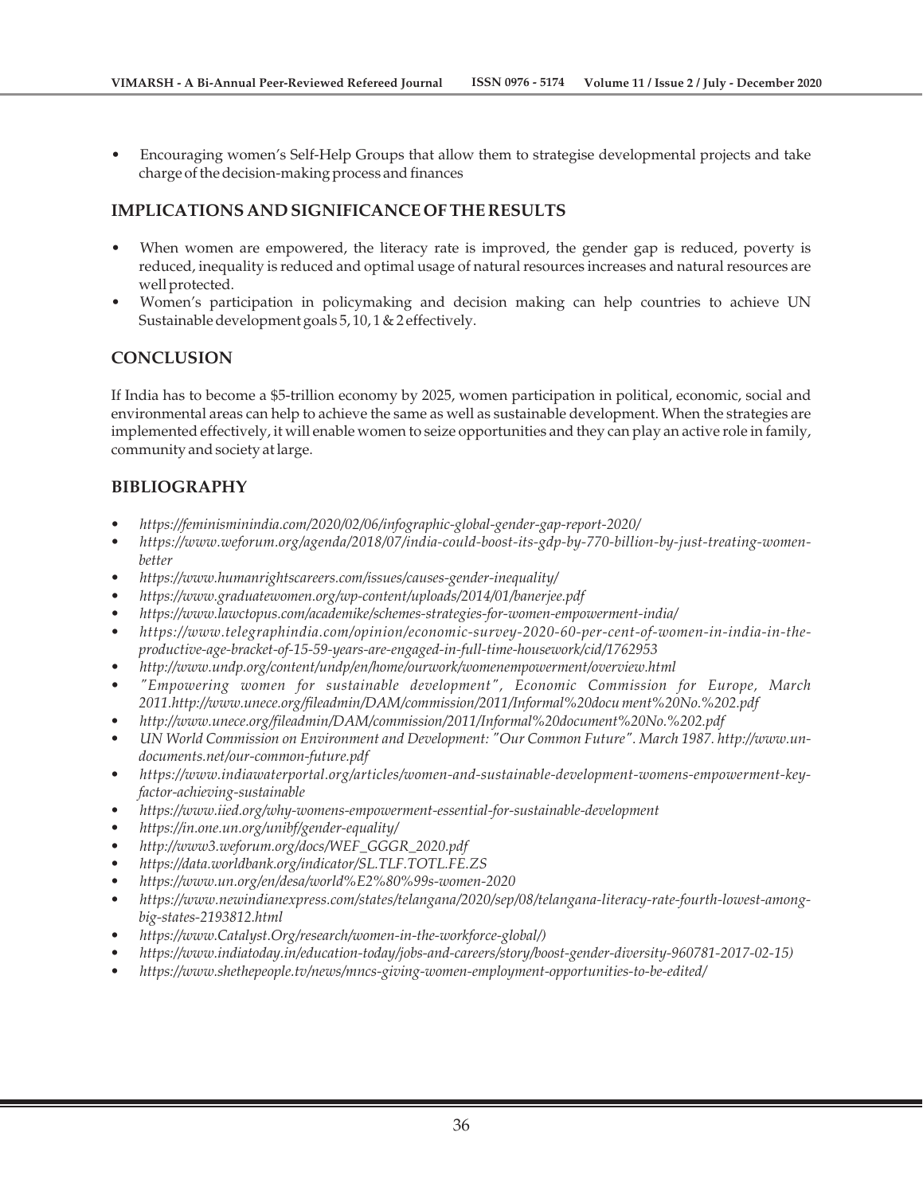- Encouraging women's Self-Help Groups that allow them to strategise developmental projects and take charge of the decision-making process and finances

## IMPLICATIONS AND SIGNIFICANCE OF THE RESULTS

- When women are empowered, the literacy rate is improved, the gender gap is reduced, poverty is reduced, inequality is reduced and optimal usage of natural resources increases and natural resources are well protected.
- Women's participation in policymaking and decision making can help countries to achieve UN Sustainable development goals 5, 10, 1 & 2 effectively.

## CONCLUSION

If India has to become a $5-trillion economy by 2025, women participation in political, economic, social and environmental areas can help to achieve the same as well as sustainable development. When the strategies are implemented effectively, it will enable women to seize opportunities and they can play an active role in family, community and society at large.

## BIBLIOGRAPHY

- *https://feminisminindia.com/2020/02/06/infographic-global-gender-gap-report-2020/*
- *https://www.weforum.org/agenda/2018/07/india-could-boost-its-gdp-by-770-billion-by-just-treating-women-better*
- *https://www.humanrightscareers.com/issues/causes-gender-inequality/*
- *https://www.graduatewomen.org/wp-content/uploads/2014/01/banerjee.pdf*
- *https://www.lawctopus.com/academike/schemes-strategies-for-women-empowerment-india/*
- *https://www.telegraphindia.com/opinion/economic-survey-2020-60-per-cent-of-women-in-india-in-the-productive-age-bracket-of-15-59-years-are-engaged-in-full-time-housework/cid/1762953*
- *http://www.undp.org/content/undp/en/home/ourwork/womenempowerment/overview.html*
- *"Empowering women for sustainable development", Economic Commission for Europe, March 2011.http://www.unece.org/fileadmin/DAM/commission/2011/Informal%20docu ment%20No.%202.pdf*
- *http://www.unece.org/fileadmin/DAM/commission/2011/Informal%20document%20No.%202.pdf*
- *UN World Commission on Environment and Development: "Our Common Future". March 1987. http://www.un-documents.net/our-common-future.pdf*
- *https://www.indiawaterportal.org/articles/women-and-sustainable-development-womens-empowerment-key-factor-achieving-sustainable*
- *https://www.iied.org/why-womens-empowerment-essential-for-sustainable-development*
- *https://in.one.un.org/unibf/gender-equality/*
- *http://www3.weforum.org/docs/WEF_GGGR_2020.pdf*
- *https://data.worldbank.org/indicator/SL.TLF.TOTL.FE.ZS*
- *https://www.un.org/en/desa/world%E2%80%99s-women-2020*
- *https://www.newindianexpress.com/states/telangana/2020/sep/08/telangana-literacy-rate-fourth-lowest-among-big-states-2193812.html*
- *https://www.Catalyst.Org/research/women-in-the-workforce-global/)*
- *https://www.indiatoday.in/education-today/jobs-and-careers/story/boost-gender-diversity-960781-2017-02-15)*
- *https://www.shethepeople.tv/news/mncs-giving-women-employment-opportunities-to-be-edited/*